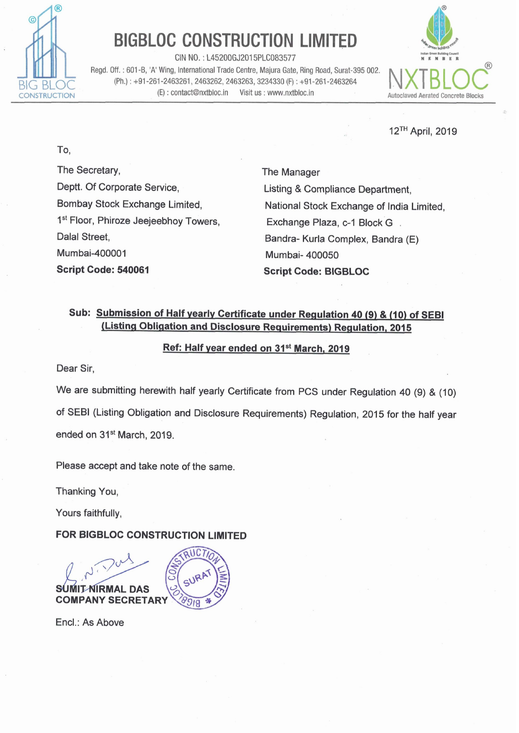# BIGBLOC CONSTRUCTION LIMITED

CIN NO. : L45200GJ2015PLC083577

Regd. Off. : 601-B, 'A' Wing, International Trade Centre, Majura Gate, Ring Road, Surat-395 002.
(Ph.) : +91-261-2463261, 2463262, 2463263, 3234330 (F) : +91-261-2463264
(E) : contact@nxtbloc.in Visit us : www.nxtbloc.in

NXTBLOC® Autoclaved Aerated Concrete Blocks

12TH April, 2019

To,

The Secretary,
Deptt. Of Corporate Service,
Bombay Stock Exchange Limited,
1st Floor, Phiroze Jeejeebhoy Towers,
Dalal Street,
Mumbai-400001
**Script Code: 540061**

The Manager
Listing & Compliance Department,
National Stock Exchange of India Limited,
Exchange Plaza, c-1 Block G
Bandra- Kurla Complex, Bandra (E)
Mumbai- 400050
**Script Code: BIGBLOC**

**Sub: Submission of Half yearly Certificate under Regulation 40 (9) & (10) of SEBI (Listing Obligation and Disclosure Requirements) Regulation, 2015**

**Ref: Half year ended on 31st March, 2019**

Dear Sir,

We are submitting herewith half yearly Certificate from PCS under Regulation 40 (9) & (10) of SEBI (Listing Obligation and Disclosure Requirements) Regulation, 2015 for the half year ended on 31st March, 2019.

Please accept and take note of the same.

Thanking You,

Yours faithfully,

**FOR BIGBLOC CONSTRUCTION LIMITED**

**SUMIT NIRMAL DAS**
**COMPANY SECRETARY**

Encl.: As Above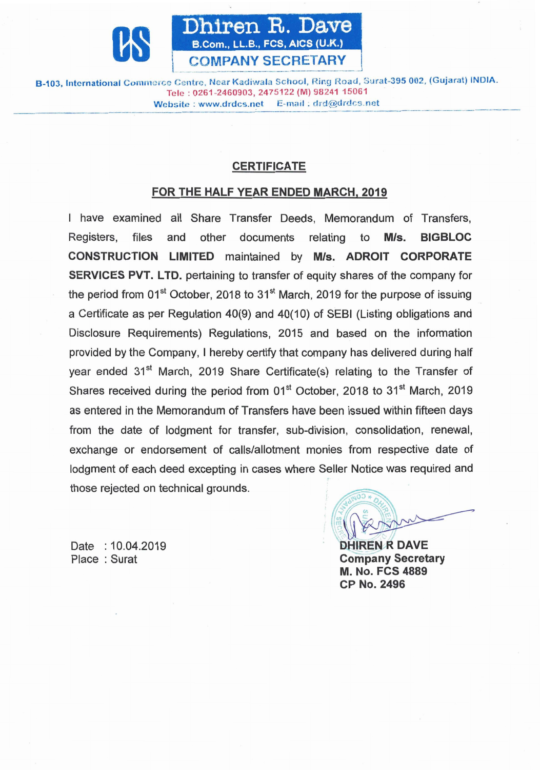# Dhiren R. Dave

B.Com., LL.B., FCS, AICS (U.K.)

**COMPANY SECRETARY**

B-103, International Commerce Centre, Near Kadiwala School, Ring Road, Surat-395 002, (Gujarat) INDIA.
Tele : 0261-2460903, 2475122 (M) 98241 15061
Website : www.drdcs.net E-mail : drd@drdcs.net

## CERTIFICATE

## FOR THE HALF YEAR ENDED MARCH, 2019

I have examined all Share Transfer Deeds, Memorandum of Transfers, Registers, files and other documents relating to **M/s. BIGBLOC CONSTRUCTION LIMITED** maintained by **M/s. ADROIT CORPORATE SERVICES PVT. LTD.** pertaining to transfer of equity shares of the company for the period from 01st October, 2018 to 31st March, 2019 for the purpose of issuing a Certificate as per Regulation 40(9) and 40(10) of SEBI (Listing obligations and Disclosure Requirements) Regulations, 2015 and based on the information provided by the Company, I hereby certify that company has delivered during half year ended 31st March, 2019 Share Certificate(s) relating to the Transfer of Shares received during the period from 01st October, 2018 to 31st March, 2019 as entered in the Memorandum of Transfers have been issued within fifteen days from the date of lodgment for transfer, sub-division, consolidation, renewal, exchange or endorsement of calls/allotment monies from respective date of lodgment of each deed excepting in cases where Seller Notice was required and those rejected on technical grounds.

Date : 10.04.2019
Place : Surat

**DHIREN R DAVE**
**Company Secretary**
**M. No. FCS 4889**
**CP No. 2496**